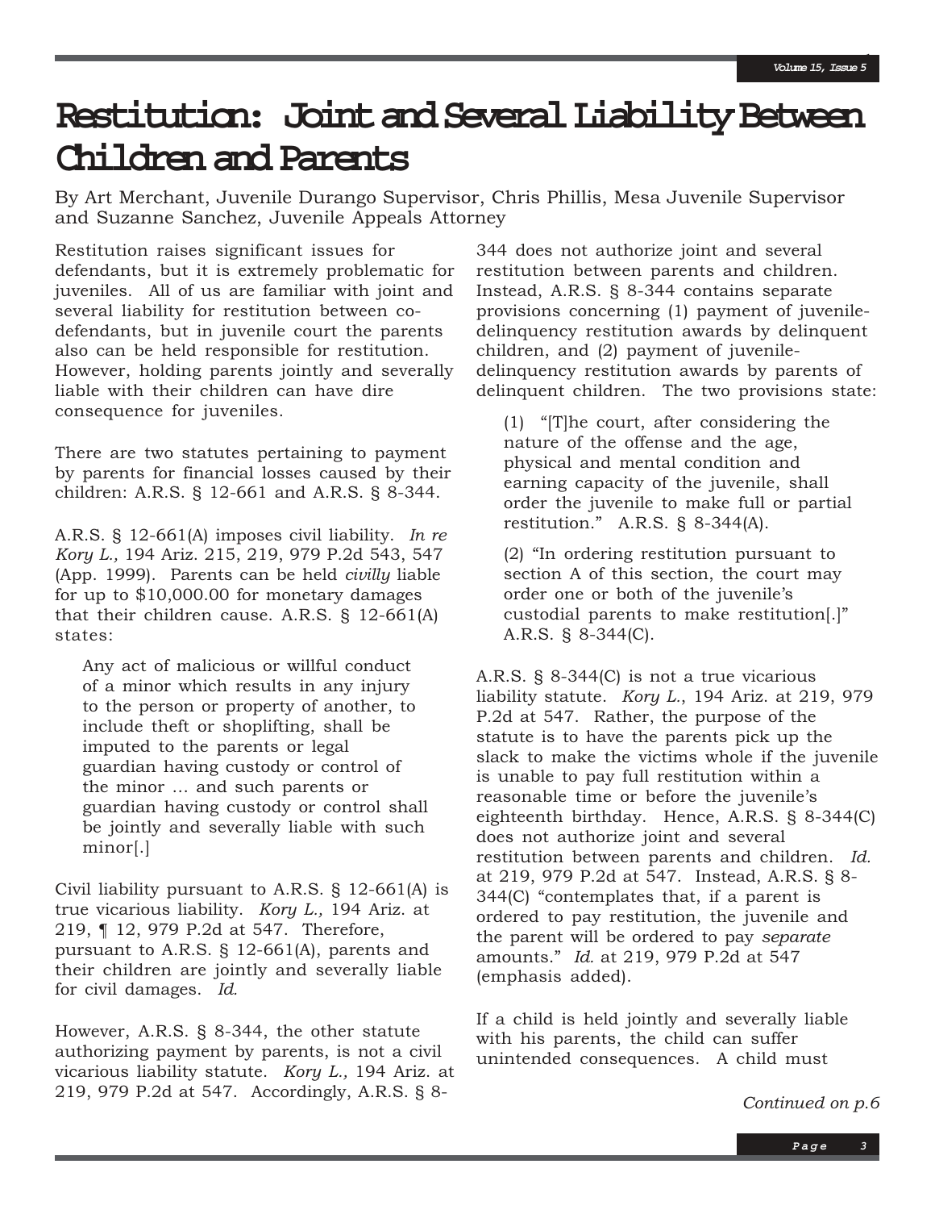# Restitution: Joint and Several Liability Between Children and Parents

By Art Merchant, Juvenile Durango Supervisor, Chris Phillis, Mesa Juvenile Supervisor and Suzanne Sanchez, Juvenile Appeals Attorney

Restitution raises significant issues for defendants, but it is extremely problematic for juveniles. All of us are familiar with joint and several liability for restitution between co-defendants, but in juvenile court the parents also can be held responsible for restitution. However, holding parents jointly and severally liable with their children can have dire consequence for juveniles.

There are two statutes pertaining to payment by parents for financial losses caused by their children: A.R.S. § 12-661 and A.R.S. § 8-344.

A.R.S. § 12-661(A) imposes civil liability. *In re Kory L.,* 194 Ariz. 215, 219, 979 P.2d 543, 547 (App. 1999). Parents can be held *civilly* liable for up to $10,000.00 for monetary damages that their children cause. A.R.S. § 12-661(A) states:

> Any act of malicious or willful conduct of a minor which results in any injury to the person or property of another, to include theft or shoplifting, shall be imputed to the parents or legal guardian having custody or control of the minor ... and such parents or guardian having custody or control shall be jointly and severally liable with such minor[.]

Civil liability pursuant to A.R.S. § 12-661(A) is true vicarious liability. *Kory L.,* 194 Ariz. at 219, ¶ 12, 979 P.2d at 547. Therefore, pursuant to A.R.S. § 12-661(A), parents and their children are jointly and severally liable for civil damages. *Id.*

However, A.R.S. § 8-344, the other statute authorizing payment by parents, is not a civil vicarious liability statute. *Kory L.,* 194 Ariz. at 219, 979 P.2d at 547. Accordingly, A.R.S. § 8-344 does not authorize joint and several restitution between parents and children. Instead, A.R.S. § 8-344 contains separate provisions concerning (1) payment of juvenile-delinquency restitution awards by delinquent children, and (2) payment of juvenile-delinquency restitution awards by parents of delinquent children. The two provisions state:

> (1) "[T]he court, after considering the nature of the offense and the age, physical and mental condition and earning capacity of the juvenile, shall order the juvenile to make full or partial restitution." A.R.S. § 8-344(A).
>
> (2) "In ordering restitution pursuant to section A of this section, the court may order one or both of the juvenile's custodial parents to make restitution[.]" A.R.S. § 8-344(C).

A.R.S. § 8-344(C) is not a true vicarious liability statute. *Kory L.*, 194 Ariz. at 219, 979 P.2d at 547. Rather, the purpose of the statute is to have the parents pick up the slack to make the victims whole if the juvenile is unable to pay full restitution within a reasonable time or before the juvenile's eighteenth birthday. Hence, A.R.S. § 8-344(C) does not authorize joint and several restitution between parents and children. *Id.* at 219, 979 P.2d at 547. Instead, A.R.S. § 8-344(C) "contemplates that, if a parent is ordered to pay restitution, the juvenile and the parent will be ordered to pay *separate* amounts." *Id.* at 219, 979 P.2d at 547 (emphasis added).

If a child is held jointly and severally liable with his parents, the child can suffer unintended consequences. A child must

*Continued on p.6*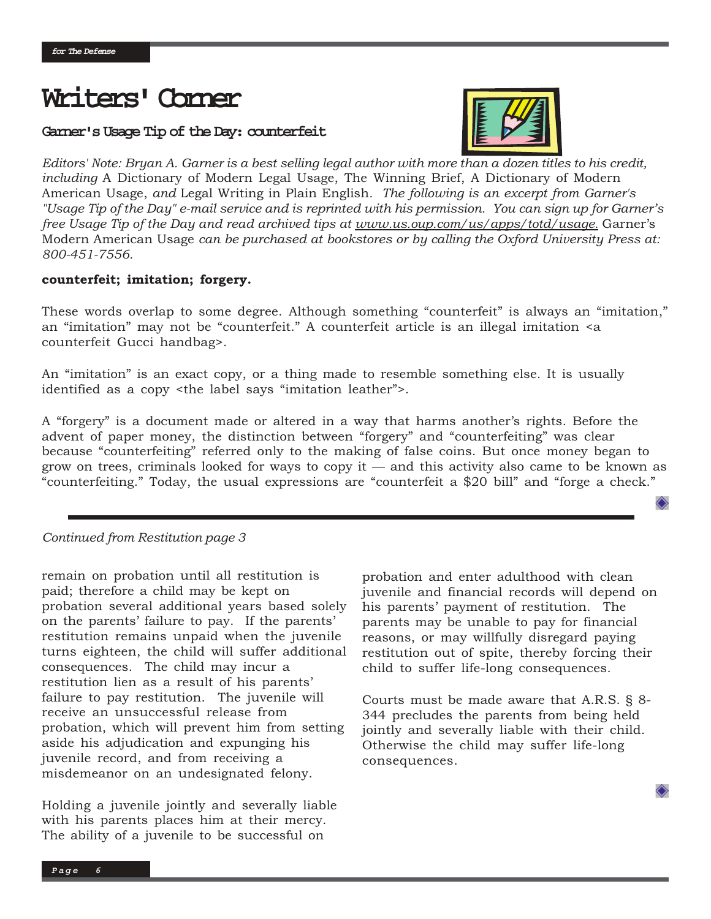# Writers' Corner

## Garner's Usage Tip of the Day: counterfeit

*Editors' Note: Bryan A. Garner is a best selling legal author with more than a dozen titles to his credit, including* A Dictionary of Modern Legal Usage, The Winning Brief, A Dictionary of Modern American Usage, *and* Legal Writing in Plain English. *The following is an excerpt from Garner's "Usage Tip of the Day" e-mail service and is reprinted with his permission. You can sign up for Garner's free Usage Tip of the Day and read archived tips at www.us.oup.com/us/apps/totd/usage.* Garner's Modern American Usage *can be purchased at bookstores or by calling the Oxford University Press at: 800-451-7556.*

**counterfeit; imitation; forgery.**

These words overlap to some degree. Although something "counterfeit" is always an "imitation," an "imitation" may not be "counterfeit." A counterfeit article is an illegal imitation <a counterfeit Gucci handbag>.

An "imitation" is an exact copy, or a thing made to resemble something else. It is usually identified as a copy <the label says "imitation leather">.

A "forgery" is a document made or altered in a way that harms another's rights. Before the advent of paper money, the distinction between "forgery" and "counterfeiting" was clear because "counterfeiting" referred only to the making of false coins. But once money began to grow on trees, criminals looked for ways to copy it — and this activity also came to be known as "counterfeiting." Today, the usual expressions are "counterfeit a $20 bill" and "forge a check."

---

*Continued from Restitution page 3*

remain on probation until all restitution is paid; therefore a child may be kept on probation several additional years based solely on the parents' failure to pay. If the parents' restitution remains unpaid when the juvenile turns eighteen, the child will suffer additional consequences. The child may incur a restitution lien as a result of his parents' failure to pay restitution. The juvenile will receive an unsuccessful release from probation, which will prevent him from setting aside his adjudication and expunging his juvenile record, and from receiving a misdemeanor on an undesignated felony.

Holding a juvenile jointly and severally liable with his parents places him at their mercy. The ability of a juvenile to be successful on probation and enter adulthood with clean juvenile and financial records will depend on his parents' payment of restitution. The parents may be unable to pay for financial reasons, or may willfully disregard paying restitution out of spite, thereby forcing their child to suffer life-long consequences.

Courts must be made aware that A.R.S. § 8-344 precludes the parents from being held jointly and severally liable with their child. Otherwise the child may suffer life-long consequences.